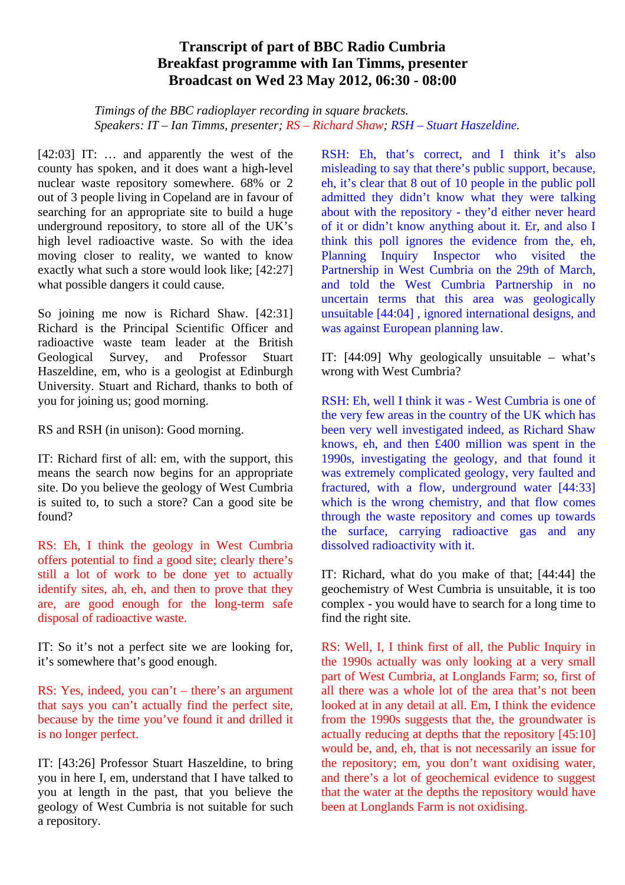# Transcript of part of BBC Radio Cumbria Breakfast programme with Ian Timms, presenter Broadcast on Wed 23 May 2012, 06:30 - 08:00

*Timings of the BBC radioplayer recording in square brackets.*
*Speakers: IT – Ian Timms, presenter; RS – Richard Shaw; RSH – Stuart Haszeldine.*

[42:03] IT: … and apparently the west of the county has spoken, and it does want a high-level nuclear waste repository somewhere. 68% or 2 out of 3 people living in Copeland are in favour of searching for an appropriate site to build a huge underground repository, to store all of the UK's high level radioactive waste. So with the idea moving closer to reality, we wanted to know exactly what such a store would look like; [42:27] what possible dangers it could cause.

So joining me now is Richard Shaw. [42:31] Richard is the Principal Scientific Officer and radioactive waste team leader at the British Geological Survey, and Professor Stuart Haszeldine, em, who is a geologist at Edinburgh University. Stuart and Richard, thanks to both of you for joining us; good morning.

RS and RSH (in unison): Good morning.

IT: Richard first of all: em, with the support, this means the search now begins for an appropriate site. Do you believe the geology of West Cumbria is suited to, to such a store? Can a good site be found?

RS: Eh, I think the geology in West Cumbria offers potential to find a good site; clearly there's still a lot of work to be done yet to actually identify sites, ah, eh, and then to prove that they are, are good enough for the long-term safe disposal of radioactive waste.

IT: So it's not a perfect site we are looking for, it's somewhere that's good enough.

RS: Yes, indeed, you can't – there's an argument that says you can't actually find the perfect site, because by the time you've found it and drilled it is no longer perfect.

IT: [43:26] Professor Stuart Haszeldine, to bring you in here I, em, understand that I have talked to you at length in the past, that you believe the geology of West Cumbria is not suitable for such a repository.

RSH: Eh, that's correct, and I think it's also misleading to say that there's public support, because, eh, it's clear that 8 out of 10 people in the public poll admitted they didn't know what they were talking about with the repository - they'd either never heard of it or didn't know anything about it. Er, and also I think this poll ignores the evidence from the, eh, Planning Inquiry Inspector who visited the Partnership in West Cumbria on the 29th of March, and told the West Cumbria Partnership in no uncertain terms that this area was geologically unsuitable [44:04] , ignored international designs, and was against European planning law.

IT: [44:09] Why geologically unsuitable – what's wrong with West Cumbria?

RSH: Eh, well I think it was - West Cumbria is one of the very few areas in the country of the UK which has been very well investigated indeed, as Richard Shaw knows, eh, and then £400 million was spent in the 1990s, investigating the geology, and that found it was extremely complicated geology, very faulted and fractured, with a flow, underground water [44:33] which is the wrong chemistry, and that flow comes through the waste repository and comes up towards the surface, carrying radioactive gas and any dissolved radioactivity with it.

IT: Richard, what do you make of that; [44:44] the geochemistry of West Cumbria is unsuitable, it is too complex - you would have to search for a long time to find the right site.

RS: Well, I, I think first of all, the Public Inquiry in the 1990s actually was only looking at a very small part of West Cumbria, at Longlands Farm; so, first of all there was a whole lot of the area that's not been looked at in any detail at all. Em, I think the evidence from the 1990s suggests that the, the groundwater is actually reducing at depths that the repository [45:10] would be, and, eh, that is not necessarily an issue for the repository; em, you don't want oxidising water, and there's a lot of geochemical evidence to suggest that the water at the depths the repository would have been at Longlands Farm is not oxidising.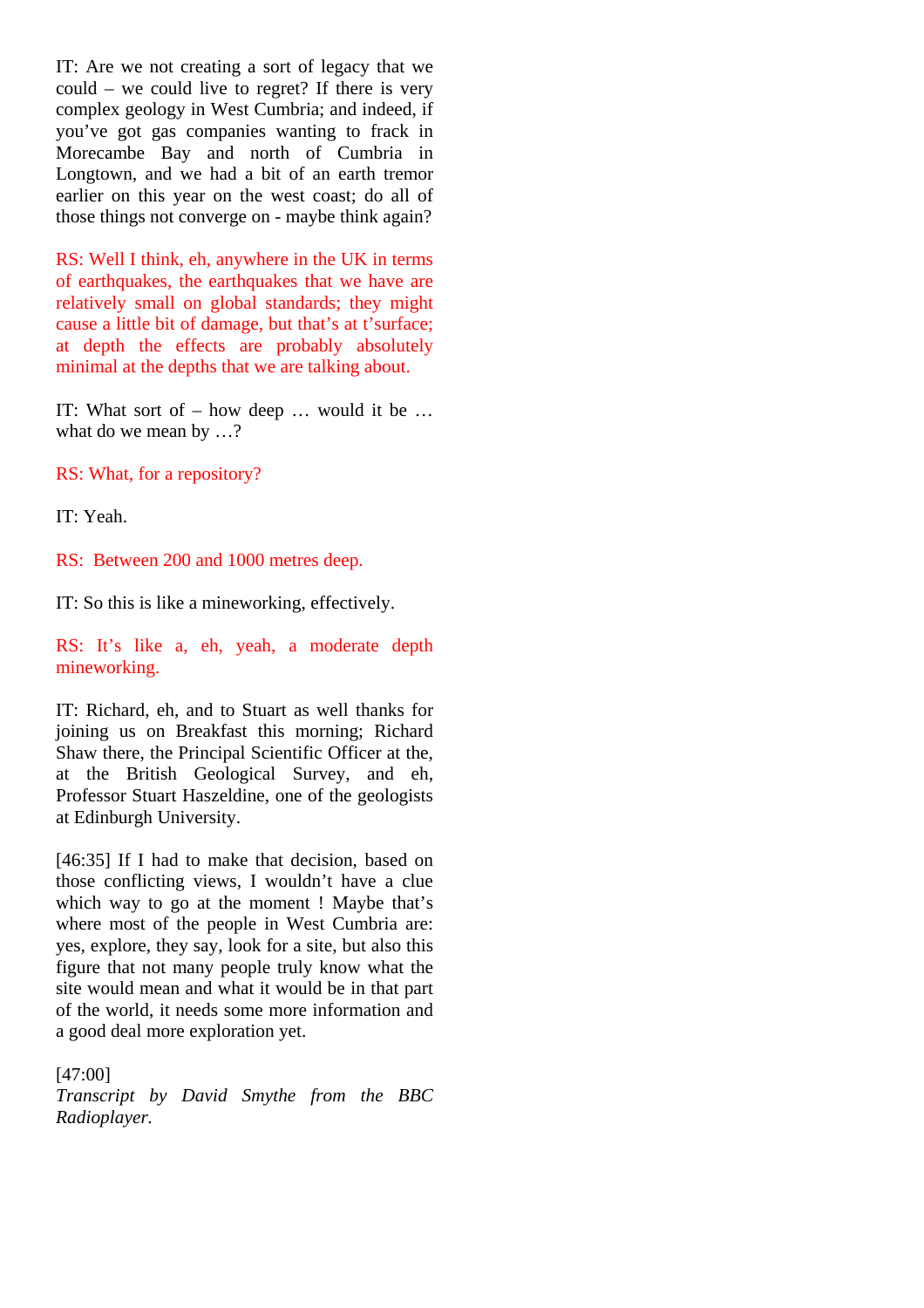IT: Are we not creating a sort of legacy that we could – we could live to regret? If there is very complex geology in West Cumbria; and indeed, if you've got gas companies wanting to frack in Morecambe Bay and north of Cumbria in Longtown, and we had a bit of an earth tremor earlier on this year on the west coast; do all of those things not converge on - maybe think again?

RS: Well I think, eh, anywhere in the UK in terms of earthquakes, the earthquakes that we have are relatively small on global standards; they might cause a little bit of damage, but that's at t'surface; at depth the effects are probably absolutely minimal at the depths that we are talking about.

IT: What sort of – how deep … would it be … what do we mean by …?

RS: What, for a repository?

IT: Yeah.

RS: Between 200 and 1000 metres deep.

IT: So this is like a mineworking, effectively.

RS: It's like a, eh, yeah, a moderate depth mineworking.

IT: Richard, eh, and to Stuart as well thanks for joining us on Breakfast this morning; Richard Shaw there, the Principal Scientific Officer at the, at the British Geological Survey, and eh, Professor Stuart Haszeldine, one of the geologists at Edinburgh University.

[46:35] If I had to make that decision, based on those conflicting views, I wouldn't have a clue which way to go at the moment ! Maybe that's where most of the people in West Cumbria are: yes, explore, they say, look for a site, but also this figure that not many people truly know what the site would mean and what it would be in that part of the world, it needs some more information and a good deal more exploration yet.

[47:00]
*Transcript by David Smythe from the BBC Radioplayer.*